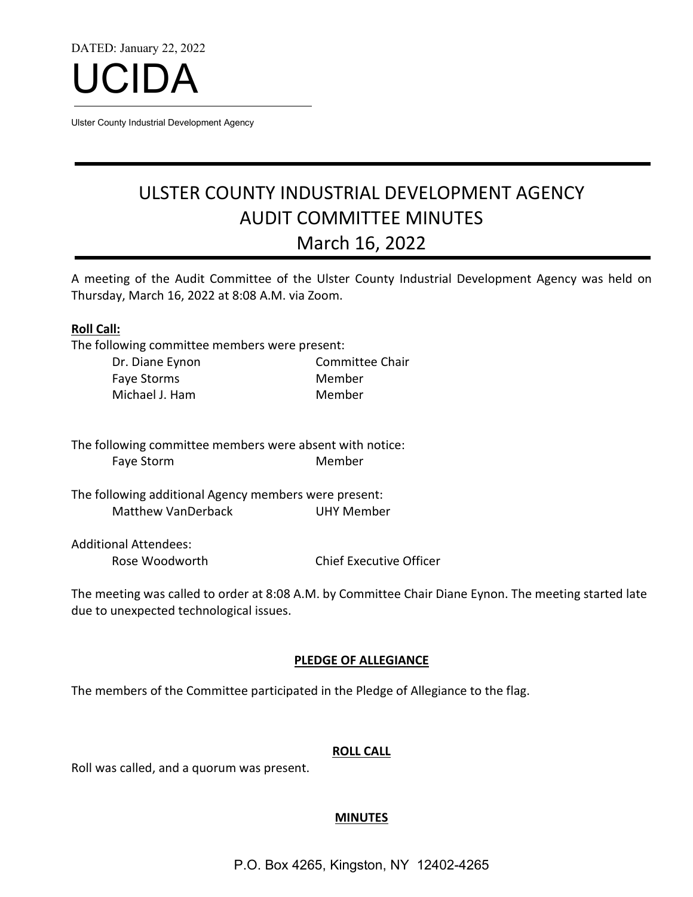DATED: January 22, 2022

# UCIDA

Ulster County Industrial Development Agency

# ULSTER COUNTY INDUSTRIAL DEVELOPMENT AGENCY AUDIT COMMITTEE MINUTES March 16, 2022

A meeting of the Audit Committee of the Ulster County Industrial Development Agency was held on Thursday, March 16, 2022 at 8:08 A.M. via Zoom.

**Roll Call:**

The following committee members were present:

| | |
|---|---|
| Dr. Diane Eynon | Committee Chair |
| Faye Storms | Member |
| Michael J. Ham | Member |

The following committee members were absent with notice:

| | |
|---|---|
| Faye Storm | Member |

The following additional Agency members were present:

| | |
|---|---|
| Matthew VanDerback | UHY Member |

Additional Attendees:

| | |
|---|---|
| Rose Woodworth | Chief Executive Officer |

The meeting was called to order at 8:08 A.M. by Committee Chair Diane Eynon. The meeting started late due to unexpected technological issues.

**PLEDGE OF ALLEGIANCE**

The members of the Committee participated in the Pledge of Allegiance to the flag.

**ROLL CALL**

Roll was called, and a quorum was present.

**MINUTES**

P.O. Box 4265, Kingston, NY 12402-4265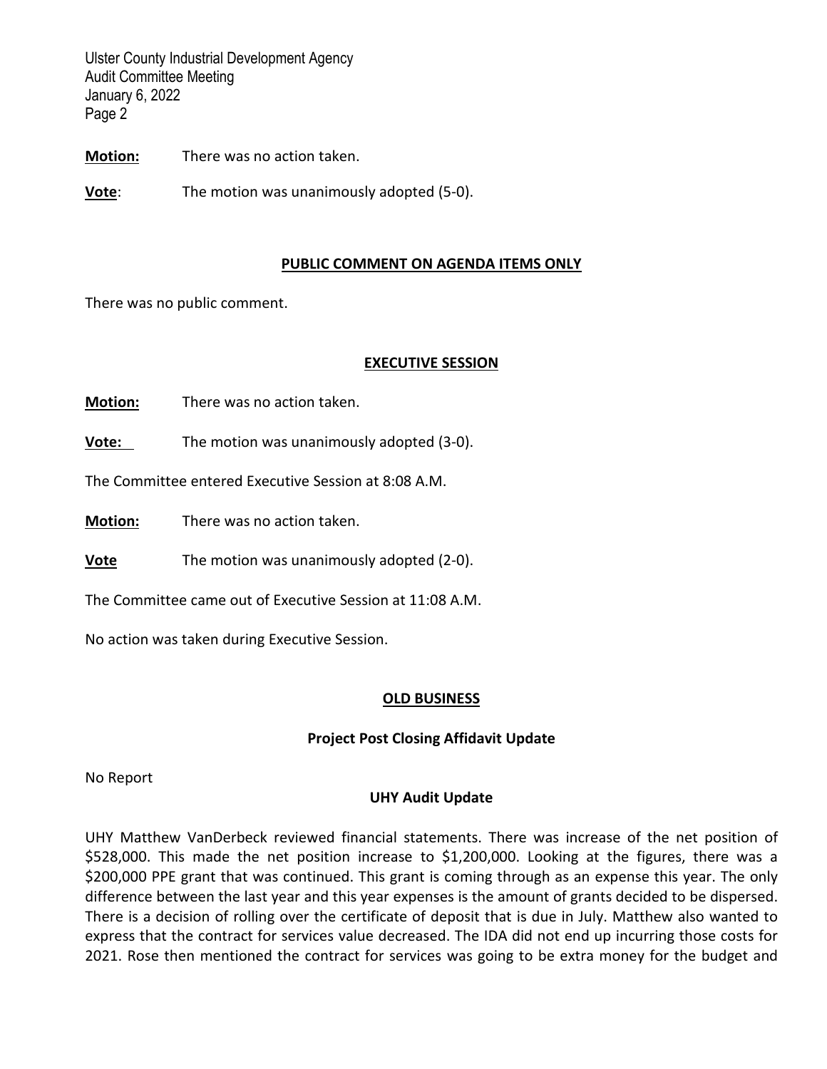**Motion:** There was no action taken.

**Vote**: The motion was unanimously adopted (5-0).

## PUBLIC COMMENT ON AGENDA ITEMS ONLY

There was no public comment.

## EXECUTIVE SESSION

**Motion:** There was no action taken.

**Vote:** The motion was unanimously adopted (3-0).

The Committee entered Executive Session at 8:08 A.M.

**Motion:** There was no action taken.

**Vote** The motion was unanimously adopted (2-0).

The Committee came out of Executive Session at 11:08 A.M.

No action was taken during Executive Session.

## OLD BUSINESS

### Project Post Closing Affidavit Update

No Report

### UHY Audit Update

UHY Matthew VanDerbeck reviewed financial statements. There was increase of the net position of $528,000. This made the net position increase to $1,200,000. Looking at the figures, there was a $200,000 PPE grant that was continued. This grant is coming through as an expense this year. The only difference between the last year and this year expenses is the amount of grants decided to be dispersed. There is a decision of rolling over the certificate of deposit that is due in July. Matthew also wanted to express that the contract for services value decreased. The IDA did not end up incurring those costs for 2021. Rose then mentioned the contract for services was going to be extra money for the budget and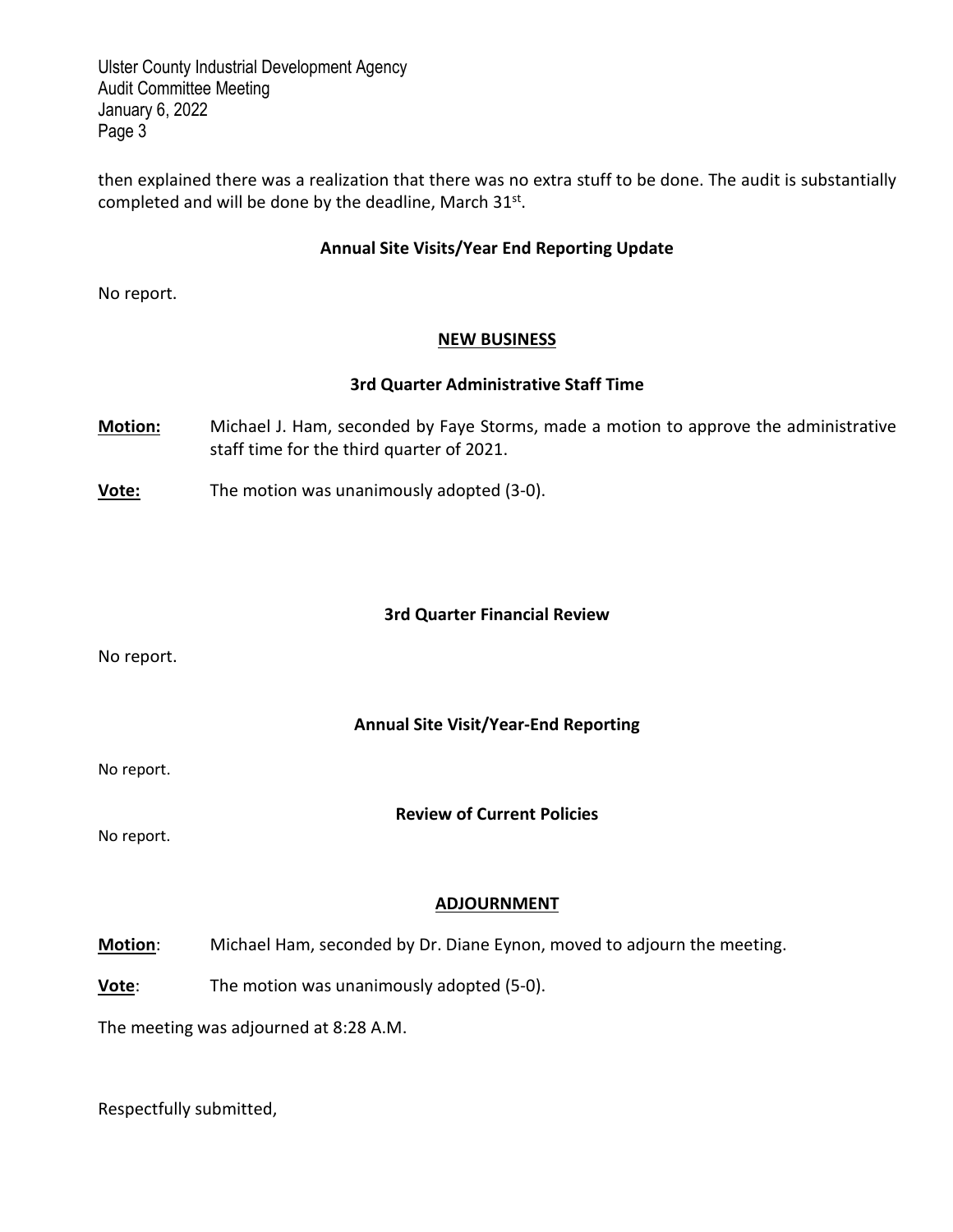then explained there was a realization that there was no extra stuff to be done. The audit is substantially completed and will be done by the deadline, March 31st.

**Annual Site Visits/Year End Reporting Update**

No report.

## NEW BUSINESS

**3rd Quarter Administrative Staff Time**

**Motion:** Michael J. Ham, seconded by Faye Storms, made a motion to approve the administrative staff time for the third quarter of 2021.

**Vote:** The motion was unanimously adopted (3-0).

**3rd Quarter Financial Review**

No report.

**Annual Site Visit/Year-End Reporting**

No report.

**Review of Current Policies**

No report.

## ADJOURNMENT

**Motion**: Michael Ham, seconded by Dr. Diane Eynon, moved to adjourn the meeting.

**Vote**: The motion was unanimously adopted (5-0).

The meeting was adjourned at 8:28 A.M.

Respectfully submitted,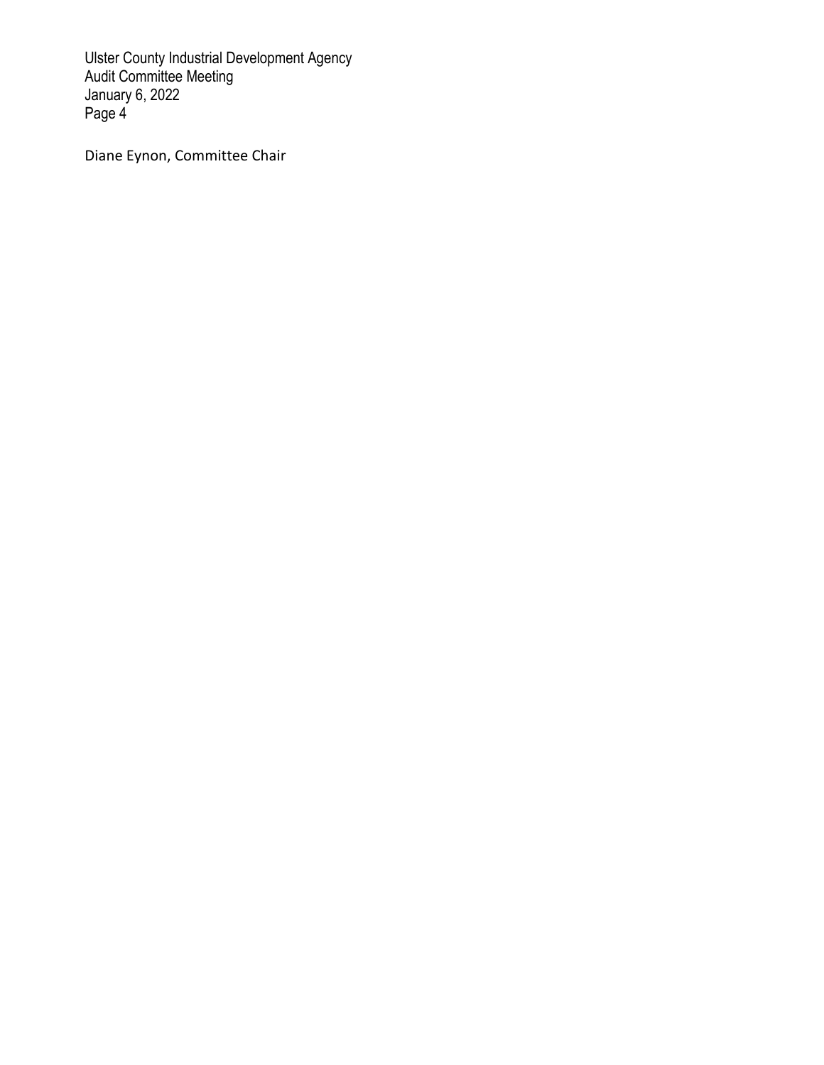Diane Eynon, Committee Chair